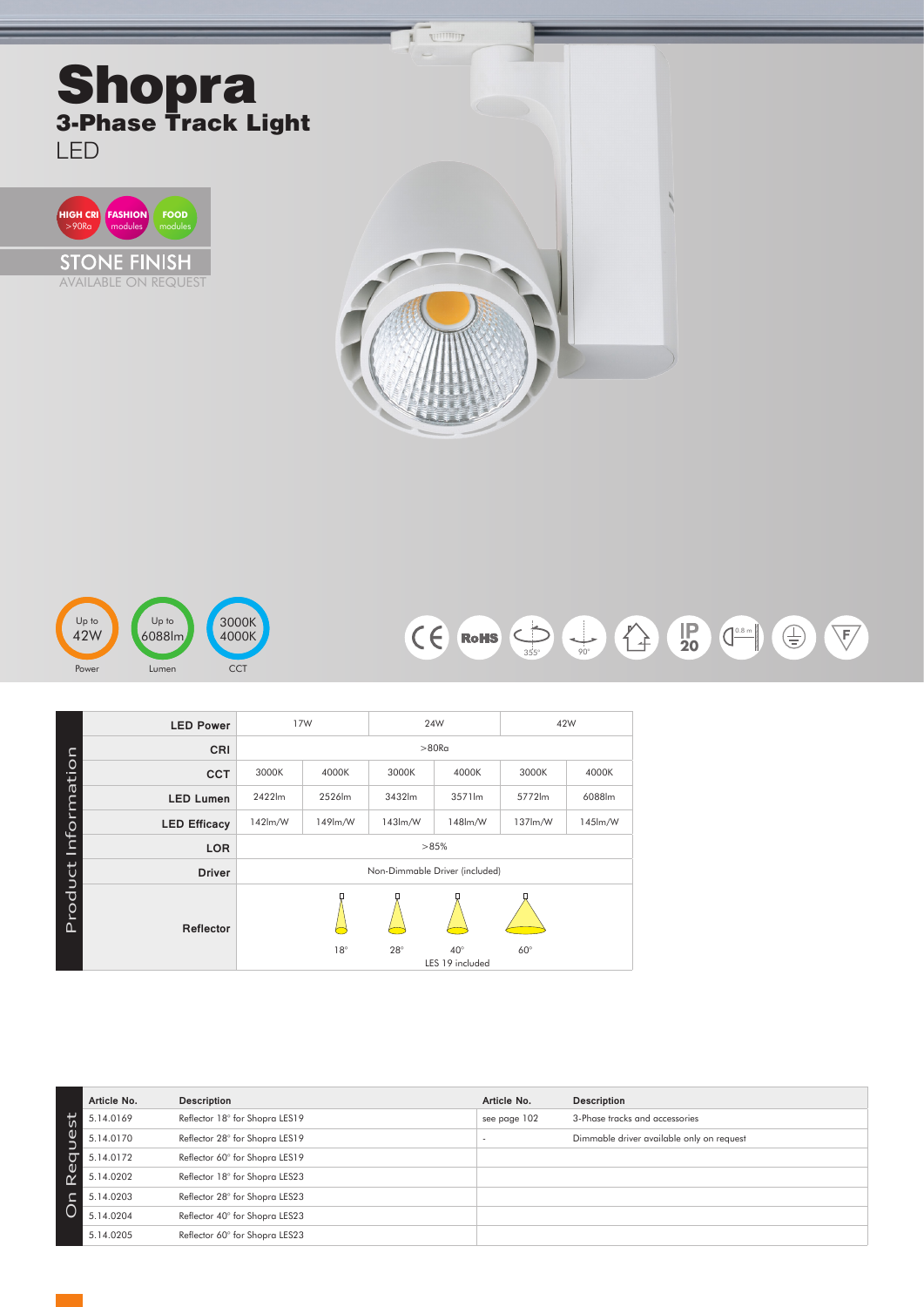# Shopra

## 3-Phase Track Light

LED

HIGH CRI >90Ra | FASHION modules | FOOD modules

STONE FINISH
AVAILABLE ON REQUEST

Up to 42W Power | Up to 6088lm Lumen | 3000K 4000K CCT

RoHS | 355° | 90° | IP 20 | 0.8 m

| Product Information | | | | | | |
|---|---|---|---|---|---|---|
| LED Power | 17W | | 24W | | 42W | |
| CRI | >80Ra | | | | | |
| CCT | 3000K | 4000K | 3000K | 4000K | 3000K | 4000K |
| LED Lumen | 2422lm | 2526lm | 3432lm | 3571lm | 5772lm | 6088lm |
| LED Efficacy | 142lm/W | 149lm/W | 143lm/W | 148lm/W | 137lm/W | 145lm/W |
| LOR | >85% | | | | | |
| Driver | Non-Dimmable Driver (included) | | | | | |
| Reflector | 18° | 28° | 40° LES 19 included | 60° | | |

**On Request**

| Article No. | Description | Article No. | Description |
|---|---|---|---|
| 5.14.0169 | Reflector 18° for Shopra LES19 | see page 102 | 3-Phase tracks and accessories |
| 5.14.0170 | Reflector 28° for Shopra LES19 | - | Dimmable driver available only on request |
| 5.14.0172 | Reflector 60° for Shopra LES19 | | |
| 5.14.0202 | Reflector 18° for Shopra LES23 | | |
| 5.14.0203 | Reflector 28° for Shopra LES23 | | |
| 5.14.0204 | Reflector 40° for Shopra LES23 | | |
| 5.14.0205 | Reflector 60° for Shopra LES23 | | |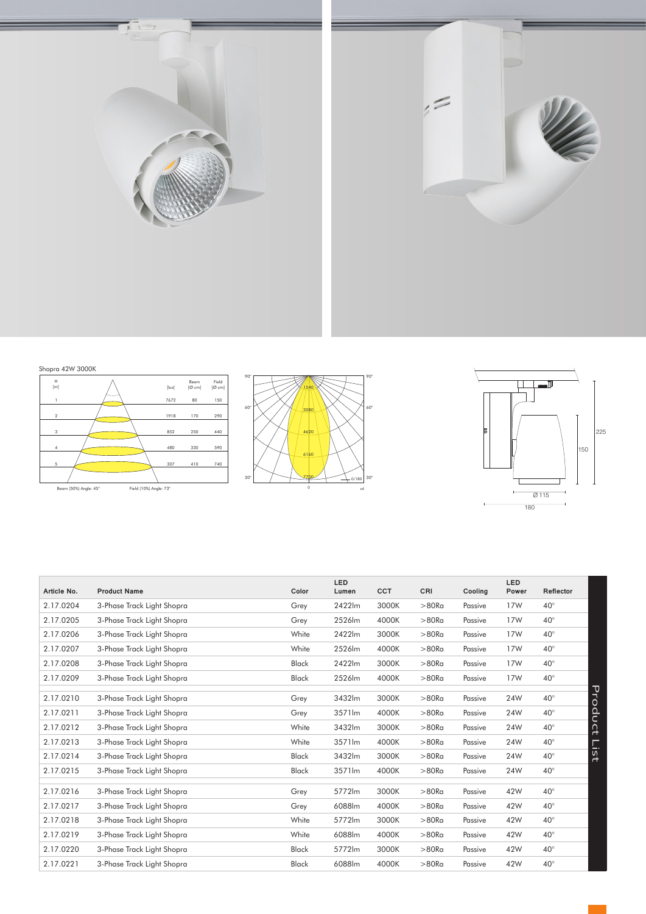Shopra 42W 3000K

H [m]
[lux]
Beam [Ø cm]
Field [Ø cm]
1 7672 80 150
2 1918 170 290
3 852 250 440
4 480 330 590
5 307 410 740

Beam (50%) Angle: 45°
Field (10%) Angle: 73°

90° 90°
60° 60°
30° 30°
1540
3080
4620
6160
7700
0/180
0
cd

225
150
Ø 115
180

| Article No. | Product Name | Color | LED Lumen | CCT | CRI | Cooling | LED Power | Reflector |
|---|---|---|---|---|---|---|---|---|
| 2.17.0204 | 3-Phase Track Light Shopra | Grey | 2422lm | 3000K | >80Ra | Passive | 17W | 40° |
| 2.17.0205 | 3-Phase Track Light Shopra | Grey | 2526lm | 4000K | >80Ra | Passive | 17W | 40° |
| 2.17.0206 | 3-Phase Track Light Shopra | White | 2422lm | 3000K | >80Ra | Passive | 17W | 40° |
| 2.17.0207 | 3-Phase Track Light Shopra | White | 2526lm | 4000K | >80Ra | Passive | 17W | 40° |
| 2.17.0208 | 3-Phase Track Light Shopra | Black | 2422lm | 3000K | >80Ra | Passive | 17W | 40° |
| 2.17.0209 | 3-Phase Track Light Shopra | Black | 2526lm | 4000K | >80Ra | Passive | 17W | 40° |
| 2.17.0210 | 3-Phase Track Light Shopra | Grey | 3432lm | 3000K | >80Ra | Passive | 24W | 40° |
| 2.17.0211 | 3-Phase Track Light Shopra | Grey | 3571lm | 4000K | >80Ra | Passive | 24W | 40° |
| 2.17.0212 | 3-Phase Track Light Shopra | White | 3432lm | 3000K | >80Ra | Passive | 24W | 40° |
| 2.17.0213 | 3-Phase Track Light Shopra | White | 3571lm | 4000K | >80Ra | Passive | 24W | 40° |
| 2.17.0214 | 3-Phase Track Light Shopra | Black | 3432lm | 3000K | >80Ra | Passive | 24W | 40° |
| 2.17.0215 | 3-Phase Track Light Shopra | Black | 3571lm | 4000K | >80Ra | Passive | 24W | 40° |
| 2.17.0216 | 3-Phase Track Light Shopra | Grey | 5772lm | 3000K | >80Ra | Passive | 42W | 40° |
| 2.17.0217 | 3-Phase Track Light Shopra | Grey | 6088lm | 4000K | >80Ra | Passive | 42W | 40° |
| 2.17.0218 | 3-Phase Track Light Shopra | White | 5772lm | 3000K | >80Ra | Passive | 42W | 40° |
| 2.17.0219 | 3-Phase Track Light Shopra | White | 6088lm | 4000K | >80Ra | Passive | 42W | 40° |
| 2.17.0220 | 3-Phase Track Light Shopra | Black | 5772lm | 3000K | >80Ra | Passive | 42W | 40° |
| 2.17.0221 | 3-Phase Track Light Shopra | Black | 6088lm | 4000K | >80Ra | Passive | 42W | 40° |

Product List